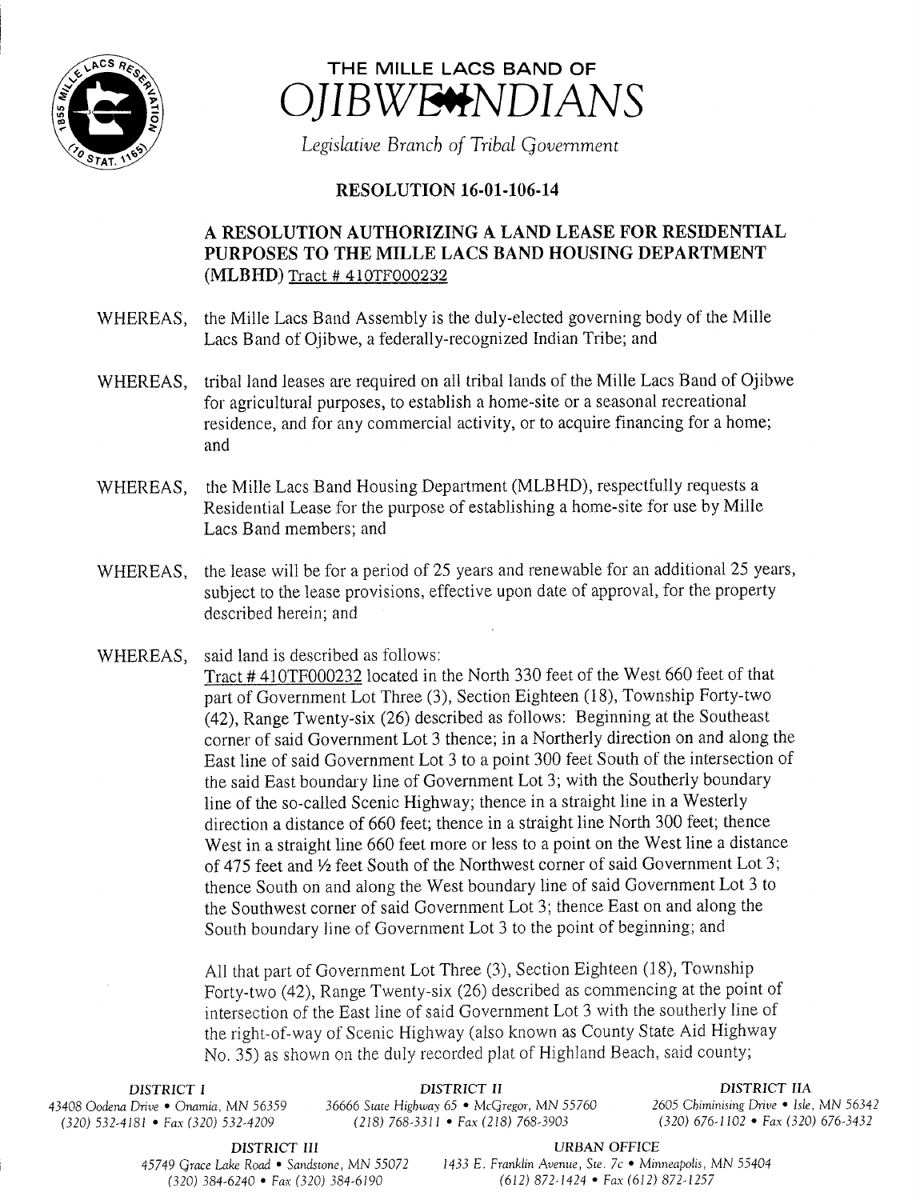# THE MILLE LACS BAND OF OJIBWE INDIANS

*Legislative Branch of Tribal Government*

## RESOLUTION 16-01-106-14

### A RESOLUTION AUTHORIZING A LAND LEASE FOR RESIDENTIAL PURPOSES TO THE MILLE LACS BAND HOUSING DEPARTMENT (MLBHD) Tract # 410TF000232

WHEREAS, the Mille Lacs Band Assembly is the duly-elected governing body of the Mille Lacs Band of Ojibwe, a federally-recognized Indian Tribe; and

WHEREAS, tribal land leases are required on all tribal lands of the Mille Lacs Band of Ojibwe for agricultural purposes, to establish a home-site or a seasonal recreational residence, and for any commercial activity, or to acquire financing for a home; and

WHEREAS, the Mille Lacs Band Housing Department (MLBHD), respectfully requests a Residential Lease for the purpose of establishing a home-site for use by Mille Lacs Band members; and

WHEREAS, the lease will be for a period of 25 years and renewable for an additional 25 years, subject to the lease provisions, effective upon date of approval, for the property described herein; and

WHEREAS, said land is described as follows:

Tract # 410TF000232 located in the North 330 feet of the West 660 feet of that part of Government Lot Three (3), Section Eighteen (18), Township Forty-two (42), Range Twenty-six (26) described as follows: Beginning at the Southeast corner of said Government Lot 3 thence; in a Northerly direction on and along the East line of said Government Lot 3 to a point 300 feet South of the intersection of the said East boundary line of Government Lot 3; with the Southerly boundary line of the so-called Scenic Highway; thence in a straight line in a Westerly direction a distance of 660 feet; thence in a straight line North 300 feet; thence West in a straight line 660 feet more or less to a point on the West line a distance of 475 feet and ½ feet South of the Northwest corner of said Government Lot 3; thence South on and along the West boundary line of said Government Lot 3 to the Southwest corner of said Government Lot 3; thence East on and along the South boundary line of Government Lot 3 to the point of beginning; and

All that part of Government Lot Three (3), Section Eighteen (18), Township Forty-two (42), Range Twenty-six (26) described as commencing at the point of intersection of the East line of said Government Lot 3 with the southerly line of the right-of-way of Scenic Highway (also known as County State Aid Highway No. 35) as shown on the duly recorded plat of Highland Beach, said county;

DISTRICT I
43408 Oodena Drive • Onamia, MN 56359
(320) 532-4181 • Fax (320) 532-4209

DISTRICT II
36666 State Highway 65 • McGregor, MN 55760
(218) 768-3311 • Fax (218) 768-3903

DISTRICT IIA
2605 Chiminising Drive • Isle, MN 56342
(320) 676-1102 • Fax (320) 676-3432

DISTRICT III
45749 Grace Lake Road • Sandstone, MN 55072
(320) 384-6240 • Fax (320) 384-6190

URBAN OFFICE
1433 E. Franklin Avenue, Ste. 7c • Minneapolis, MN 55404
(612) 872-1424 • Fax (612) 872-1257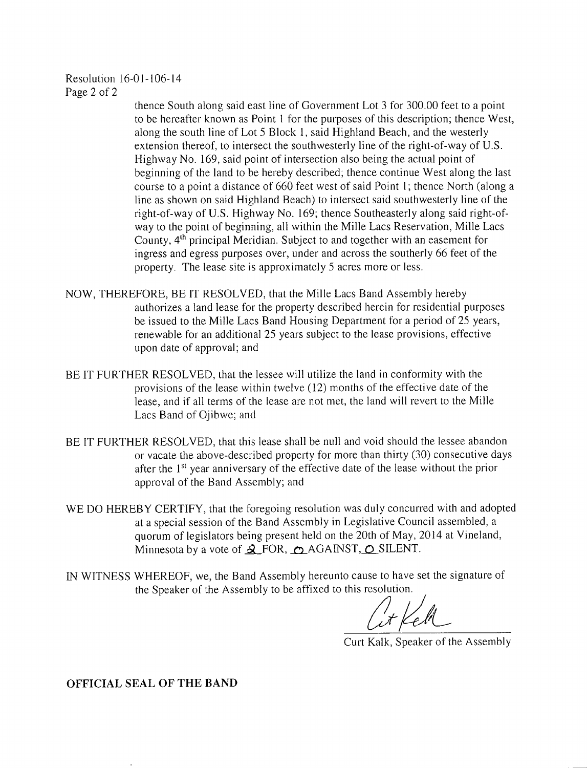Resolution 16-01-106-14
Page 2 of 2

thence South along said east line of Government Lot 3 for 300.00 feet to a point to be hereafter known as Point 1 for the purposes of this description; thence West, along the south line of Lot 5 Block 1, said Highland Beach, and the westerly extension thereof, to intersect the southwesterly line of the right-of-way of U.S. Highway No. 169, said point of intersection also being the actual point of beginning of the land to be hereby described; thence continue West along the last course to a point a distance of 660 feet west of said Point 1; thence North (along a line as shown on said Highland Beach) to intersect said southwesterly line of the right-of-way of U.S. Highway No. 169; thence Southeasterly along said right-of-way to the point of beginning, all within the Mille Lacs Reservation, Mille Lacs County, 4th principal Meridian. Subject to and together with an easement for ingress and egress purposes over, under and across the southerly 66 feet of the property. The lease site is approximately 5 acres more or less.

NOW, THEREFORE, BE IT RESOLVED, that the Mille Lacs Band Assembly hereby authorizes a land lease for the property described herein for residential purposes be issued to the Mille Lacs Band Housing Department for a period of 25 years, renewable for an additional 25 years subject to the lease provisions, effective upon date of approval; and

BE IT FURTHER RESOLVED, that the lessee will utilize the land in conformity with the provisions of the lease within twelve (12) months of the effective date of the lease, and if all terms of the lease are not met, the land will revert to the Mille Lacs Band of Ojibwe; and

BE IT FURTHER RESOLVED, that this lease shall be null and void should the lessee abandon or vacate the above-described property for more than thirty (30) consecutive days after the 1st year anniversary of the effective date of the lease without the prior approval of the Band Assembly; and

WE DO HEREBY CERTIFY, that the foregoing resolution was duly concurred with and adopted at a special session of the Band Assembly in Legislative Council assembled, a quorum of legislators being present held on the 20th of May, 2014 at Vineland, Minnesota by a vote of 2 FOR, 0 AGAINST, 0 SILENT.

IN WITNESS WHEREOF, we, the Band Assembly hereunto cause to have set the signature of the Speaker of the Assembly to be affixed to this resolution.

Curt Kalk, Speaker of the Assembly

**OFFICIAL SEAL OF THE BAND**